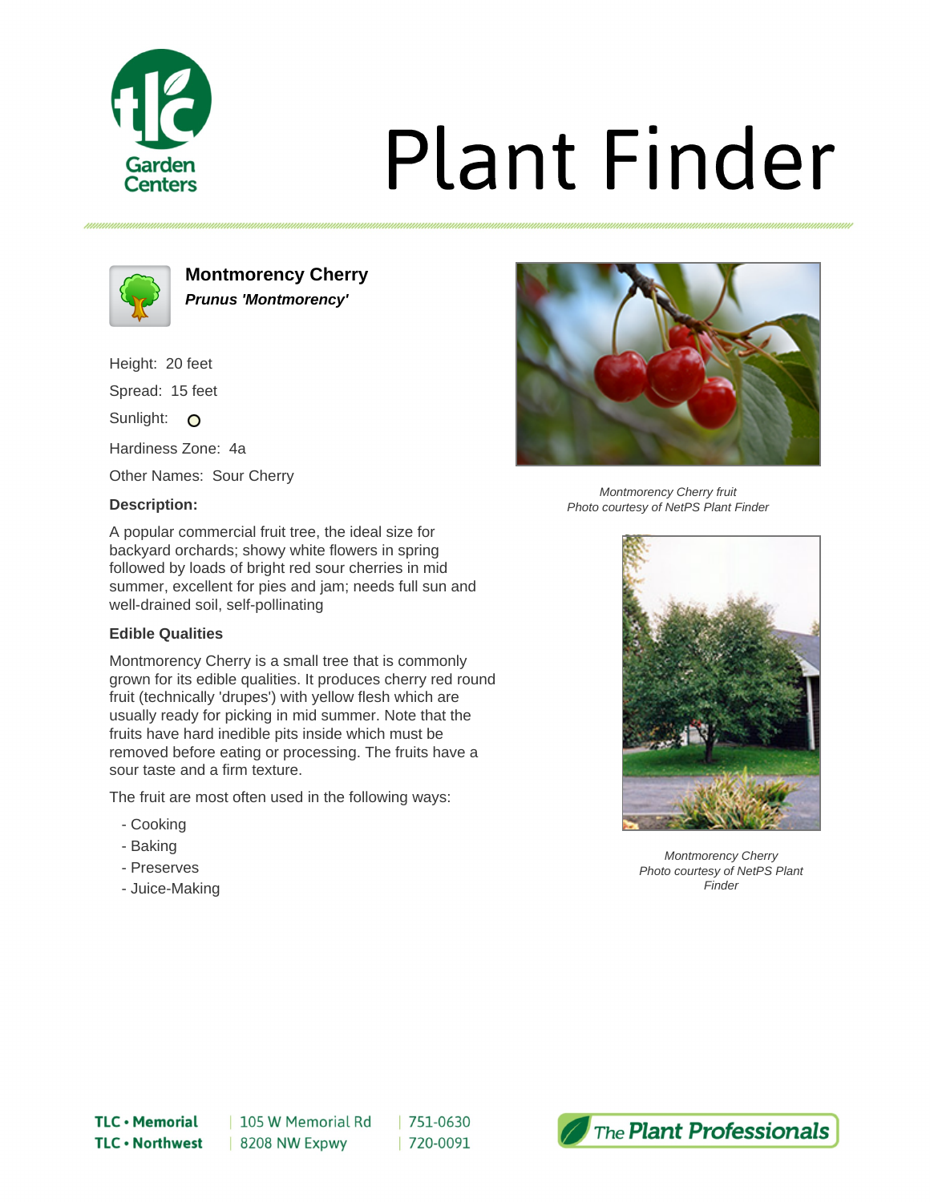# Plant Finder

## Montmorency Cherry

***Prunus 'Montmorency'***

Height: 20 feet

Spread: 15 feet

Sunlight: ○

Hardiness Zone: 4a

Other Names: Sour Cherry

### Description:

A popular commercial fruit tree, the ideal size for backyard orchards; showy white flowers in spring followed by loads of bright red sour cherries in mid summer, excellent for pies and jam; needs full sun and well-drained soil, self-pollinating

### Edible Qualities

Montmorency Cherry is a small tree that is commonly grown for its edible qualities. It produces cherry red round fruit (technically 'drupes') with yellow flesh which are usually ready for picking in mid summer. Note that the fruits have hard inedible pits inside which must be removed before eating or processing. The fruits have a sour taste and a firm texture.

The fruit are most often used in the following ways:

- Cooking
- Baking
- Preserves
- Juice-Making

*Montmorency Cherry fruit*
*Photo courtesy of NetPS Plant Finder*

*Montmorency Cherry*
*Photo courtesy of NetPS Plant Finder*

**TLC • Memorial** | 105 W Memorial Rd | 751-0630
**TLC • Northwest** | 8208 NW Expwy | 720-0091

*The Plant Professionals*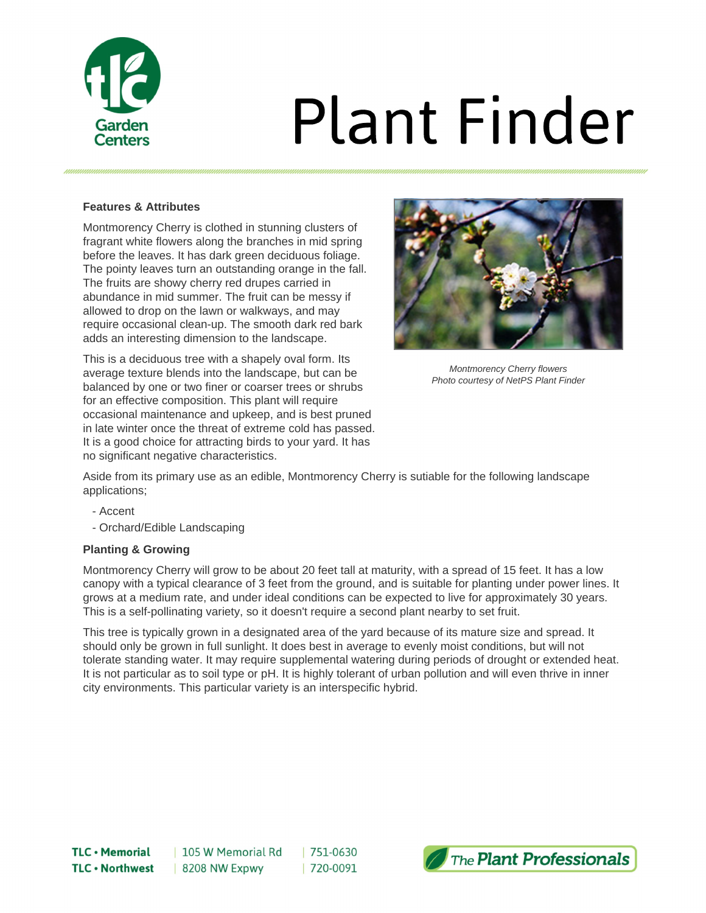# Plant Finder

### Features & Attributes

Montmorency Cherry is clothed in stunning clusters of fragrant white flowers along the branches in mid spring before the leaves. It has dark green deciduous foliage. The pointy leaves turn an outstanding orange in the fall. The fruits are showy cherry red drupes carried in abundance in mid summer. The fruit can be messy if allowed to drop on the lawn or walkways, and may require occasional clean-up. The smooth dark red bark adds an interesting dimension to the landscape.

This is a deciduous tree with a shapely oval form. Its average texture blends into the landscape, but can be balanced by one or two finer or coarser trees or shrubs for an effective composition. This plant will require occasional maintenance and upkeep, and is best pruned in late winter once the threat of extreme cold has passed. It is a good choice for attracting birds to your yard. It has no significant negative characteristics.

*Montmorency Cherry flowers*
*Photo courtesy of NetPS Plant Finder*

Aside from its primary use as an edible, Montmorency Cherry is sutiable for the following landscape applications;

- Accent
- Orchard/Edible Landscaping

### Planting & Growing

Montmorency Cherry will grow to be about 20 feet tall at maturity, with a spread of 15 feet. It has a low canopy with a typical clearance of 3 feet from the ground, and is suitable for planting under power lines. It grows at a medium rate, and under ideal conditions can be expected to live for approximately 30 years. This is a self-pollinating variety, so it doesn't require a second plant nearby to set fruit.

This tree is typically grown in a designated area of the yard because of its mature size and spread. It should only be grown in full sunlight. It does best in average to evenly moist conditions, but will not tolerate standing water. It may require supplemental watering during periods of drought or extended heat. It is not particular as to soil type or pH. It is highly tolerant of urban pollution and will even thrive in inner city environments. This particular variety is an interspecific hybrid.

TLC • Memorial | 105 W Memorial Rd | 751-0630
TLC • Northwest | 8208 NW Expwy | 720-0091

The Plant Professionals